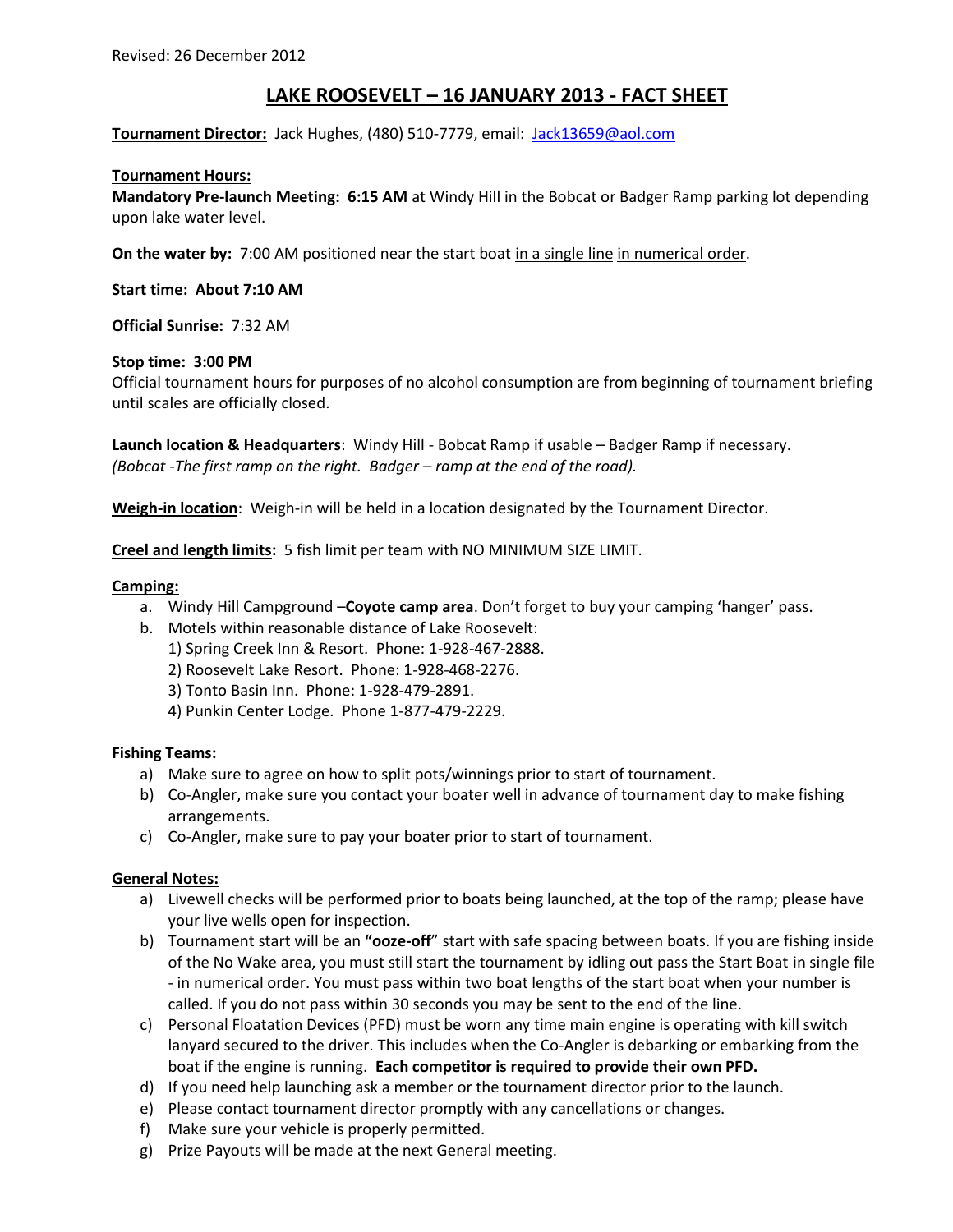Revised: 26 December 2012

# LAKE ROOSEVELT – 16 JANUARY 2013 - FACT SHEET

**Tournament Director:** Jack Hughes, (480) 510-7779, email: Jack13659@aol.com

**Tournament Hours:**

**Mandatory Pre-launch Meeting: 6:15 AM** at Windy Hill in the Bobcat or Badger Ramp parking lot depending upon lake water level.

**On the water by:** 7:00 AM positioned near the start boat in a single line in numerical order.

**Start time: About 7:10 AM**

**Official Sunrise:** 7:32 AM

**Stop time: 3:00 PM**

Official tournament hours for purposes of no alcohol consumption are from beginning of tournament briefing until scales are officially closed.

**Launch location & Headquarters**: Windy Hill - Bobcat Ramp if usable – Badger Ramp if necessary. *(Bobcat -The first ramp on the right. Badger – ramp at the end of the road).*

**Weigh-in location**: Weigh-in will be held in a location designated by the Tournament Director.

**Creel and length limits:** 5 fish limit per team with NO MINIMUM SIZE LIMIT.

**Camping:**

a. Windy Hill Campground –**Coyote camp area**. Don't forget to buy your camping 'hanger' pass.
b. Motels within reasonable distance of Lake Roosevelt:
   1) Spring Creek Inn & Resort. Phone: 1-928-467-2888.
   2) Roosevelt Lake Resort. Phone: 1-928-468-2276.
   3) Tonto Basin Inn. Phone: 1-928-479-2891.
   4) Punkin Center Lodge. Phone 1-877-479-2229.

**Fishing Teams:**

a) Make sure to agree on how to split pots/winnings prior to start of tournament.
b) Co-Angler, make sure you contact your boater well in advance of tournament day to make fishing arrangements.
c) Co-Angler, make sure to pay your boater prior to start of tournament.

**General Notes:**

a) Livewell checks will be performed prior to boats being launched, at the top of the ramp; please have your live wells open for inspection.
b) Tournament start will be an **"ooze-off"** start with safe spacing between boats. If you are fishing inside of the No Wake area, you must still start the tournament by idling out pass the Start Boat in single file - in numerical order. You must pass within two boat lengths of the start boat when your number is called. If you do not pass within 30 seconds you may be sent to the end of the line.
c) Personal Floatation Devices (PFD) must be worn any time main engine is operating with kill switch lanyard secured to the driver. This includes when the Co-Angler is debarking or embarking from the boat if the engine is running. **Each competitor is required to provide their own PFD.**
d) If you need help launching ask a member or the tournament director prior to the launch.
e) Please contact tournament director promptly with any cancellations or changes.
f) Make sure your vehicle is properly permitted.
g) Prize Payouts will be made at the next General meeting.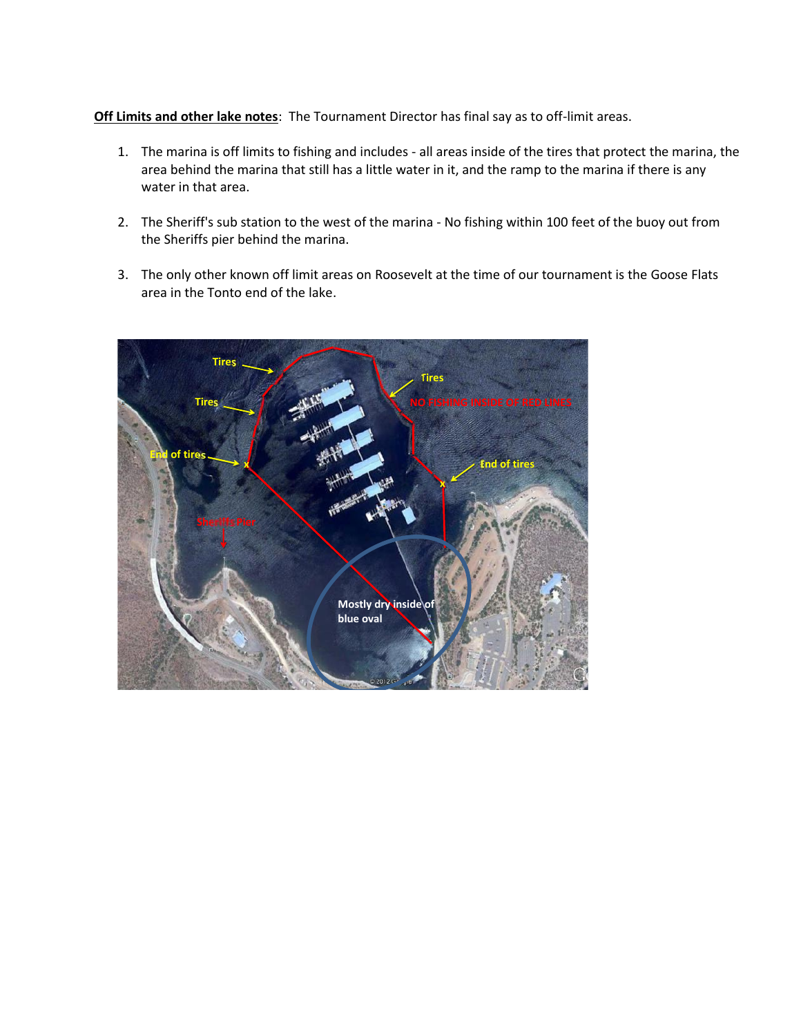**Off Limits and other lake notes**: The Tournament Director has final say as to off-limit areas.

1. The marina is off limits to fishing and includes - all areas inside of the tires that protect the marina, the area behind the marina that still has a little water in it, and the ramp to the marina if there is any water in that area.

2. The Sheriff's sub station to the west of the marina - No fishing within 100 feet of the buoy out from the Sheriffs pier behind the marina.

3. The only other known off limit areas on Roosevelt at the time of our tournament is the Goose Flats area in the Tonto end of the lake.

Tires

Tires

Tires

NO FISHING INSIDE OF RED LINES

End of tires

End of tires

Sheriffs Pier

Mostly dry inside of blue oval